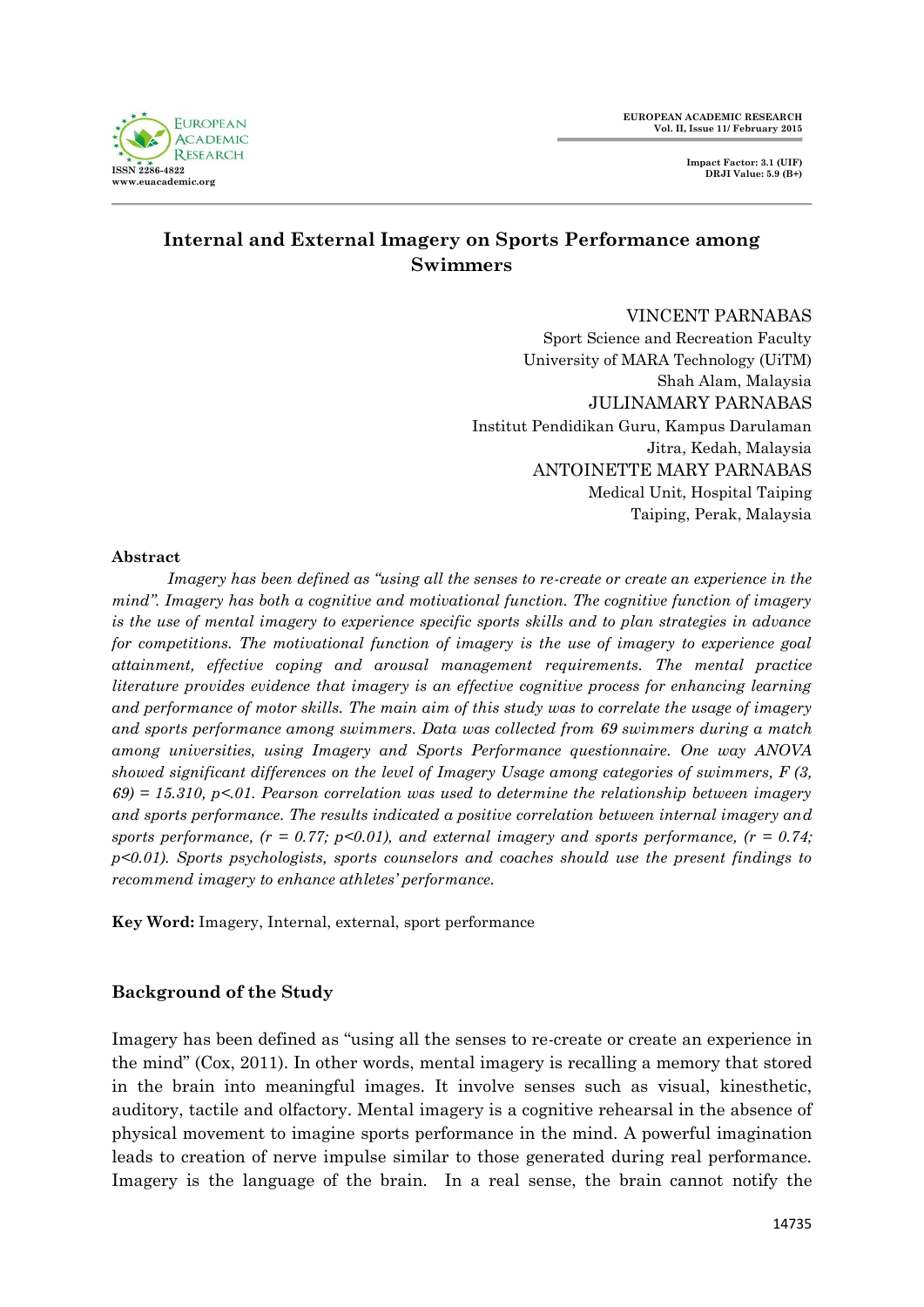# Internal and External Imagery on Sports Performance among Swimmers

VINCENT PARNABAS
Sport Science and Recreation Faculty
University of MARA Technology (UiTM)
Shah Alam, Malaysia

JULINAMARY PARNABAS
Institut Pendidikan Guru, Kampus Darulaman
Jitra, Kedah, Malaysia

ANTOINETTE MARY PARNABAS
Medical Unit, Hospital Taiping
Taiping, Perak, Malaysia

## Abstract

*Imagery has been defined as "using all the senses to re-create or create an experience in the mind". Imagery has both a cognitive and motivational function. The cognitive function of imagery is the use of mental imagery to experience specific sports skills and to plan strategies in advance for competitions. The motivational function of imagery is the use of imagery to experience goal attainment, effective coping and arousal management requirements. The mental practice literature provides evidence that imagery is an effective cognitive process for enhancing learning and performance of motor skills. The main aim of this study was to correlate the usage of imagery and sports performance among swimmers. Data was collected from 69 swimmers during a match among universities, using Imagery and Sports Performance questionnaire. One way ANOVA showed significant differences on the level of Imagery Usage among categories of swimmers, $F (3, 69) = 15.310$, $p<.01$. Pearson correlation was used to determine the relationship between imagery and sports performance. The results indicated a positive correlation between internal imagery and sports performance, ($r = 0.77$; $p<0.01$), and external imagery and sports performance, ($r = 0.74$; $p<0.01$). Sports psychologists, sports counselors and coaches should use the present findings to recommend imagery to enhance athletes' performance.*

**Key Word:** Imagery, Internal, external, sport performance

## Background of the Study

Imagery has been defined as "using all the senses to re-create or create an experience in the mind" (Cox, 2011). In other words, mental imagery is recalling a memory that stored in the brain into meaningful images. It involve senses such as visual, kinesthetic, auditory, tactile and olfactory. Mental imagery is a cognitive rehearsal in the absence of physical movement to imagine sports performance in the mind. A powerful imagination leads to creation of nerve impulse similar to those generated during real performance. Imagery is the language of the brain. In a real sense, the brain cannot notify the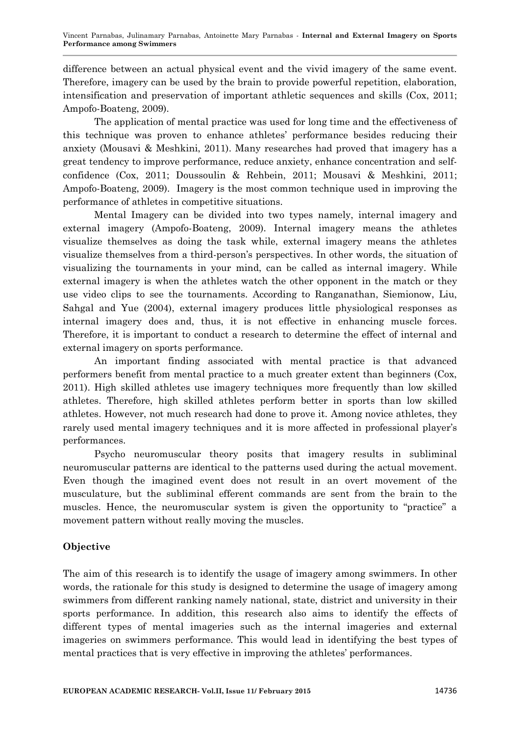difference between an actual physical event and the vivid imagery of the same event. Therefore, imagery can be used by the brain to provide powerful repetition, elaboration, intensification and preservation of important athletic sequences and skills (Cox, 2011; Ampofo-Boateng, 2009).

The application of mental practice was used for long time and the effectiveness of this technique was proven to enhance athletes' performance besides reducing their anxiety (Mousavi & Meshkini, 2011). Many researches had proved that imagery has a great tendency to improve performance, reduce anxiety, enhance concentration and self-confidence (Cox, 2011; Doussoulin & Rehbein, 2011; Mousavi & Meshkini, 2011; Ampofo-Boateng, 2009). Imagery is the most common technique used in improving the performance of athletes in competitive situations.

Mental Imagery can be divided into two types namely, internal imagery and external imagery (Ampofo-Boateng, 2009). Internal imagery means the athletes visualize themselves as doing the task while, external imagery means the athletes visualize themselves from a third-person's perspectives. In other words, the situation of visualizing the tournaments in your mind, can be called as internal imagery. While external imagery is when the athletes watch the other opponent in the match or they use video clips to see the tournaments. According to Ranganathan, Siemionow, Liu, Sahgal and Yue (2004), external imagery produces little physiological responses as internal imagery does and, thus, it is not effective in enhancing muscle forces. Therefore, it is important to conduct a research to determine the effect of internal and external imagery on sports performance.

An important finding associated with mental practice is that advanced performers benefit from mental practice to a much greater extent than beginners (Cox, 2011). High skilled athletes use imagery techniques more frequently than low skilled athletes. Therefore, high skilled athletes perform better in sports than low skilled athletes. However, not much research had done to prove it. Among novice athletes, they rarely used mental imagery techniques and it is more affected in professional player's performances.

Psycho neuromuscular theory posits that imagery results in subliminal neuromuscular patterns are identical to the patterns used during the actual movement. Even though the imagined event does not result in an overt movement of the musculature, but the subliminal efferent commands are sent from the brain to the muscles. Hence, the neuromuscular system is given the opportunity to "practice" a movement pattern without really moving the muscles.

## Objective

The aim of this research is to identify the usage of imagery among swimmers. In other words, the rationale for this study is designed to determine the usage of imagery among swimmers from different ranking namely national, state, district and university in their sports performance. In addition, this research also aims to identify the effects of different types of mental imageries such as the internal imageries and external imageries on swimmers performance. This would lead in identifying the best types of mental practices that is very effective in improving the athletes' performances.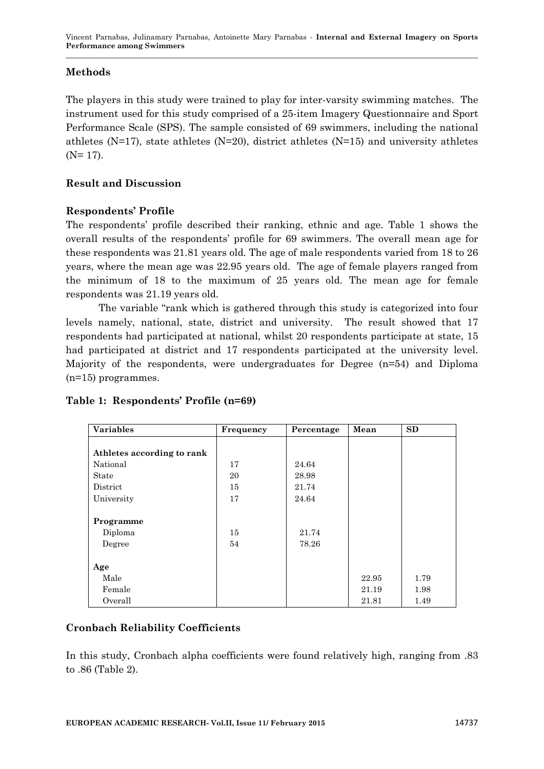## Methods

The players in this study were trained to play for inter-varsity swimming matches. The instrument used for this study comprised of a 25-item Imagery Questionnaire and Sport Performance Scale (SPS). The sample consisted of 69 swimmers, including the national athletes (N=17), state athletes (N=20), district athletes (N=15) and university athletes (N= 17).

## Result and Discussion

### Respondents' Profile

The respondents' profile described their ranking, ethnic and age. Table 1 shows the overall results of the respondents' profile for 69 swimmers. The overall mean age for these respondents was 21.81 years old. The age of male respondents varied from 18 to 26 years, where the mean age was 22.95 years old. The age of female players ranged from the minimum of 18 to the maximum of 25 years old. The mean age for female respondents was 21.19 years old.

The variable "rank which is gathered through this study is categorized into four levels namely, national, state, district and university. The result showed that 17 respondents had participated at national, whilst 20 respondents participate at state, 15 had participated at district and 17 respondents participated at the university level. Majority of the respondents, were undergraduates for Degree (n=54) and Diploma (n=15) programmes.

**Table 1: Respondents' Profile (n=69)**

| Variables | Frequency | Percentage | Mean | SD |
|---|---|---|---|---|
| **Athletes according to rank** | | | | |
| National | 17 | 24.64 | | |
| State | 20 | 28.98 | | |
| District | 15 | 21.74 | | |
| University | 17 | 24.64 | | |
| **Programme** | | | | |
| Diploma | 15 | 21.74 | | |
| Degree | 54 | 78.26 | | |
| **Age** | | | | |
| Male | | | 22.95 | 1.79 |
| Female | | | 21.19 | 1.98 |
| Overall | | | 21.81 | 1.49 |

### Cronbach Reliability Coefficients

In this study, Cronbach alpha coefficients were found relatively high, ranging from .83 to .86 (Table 2).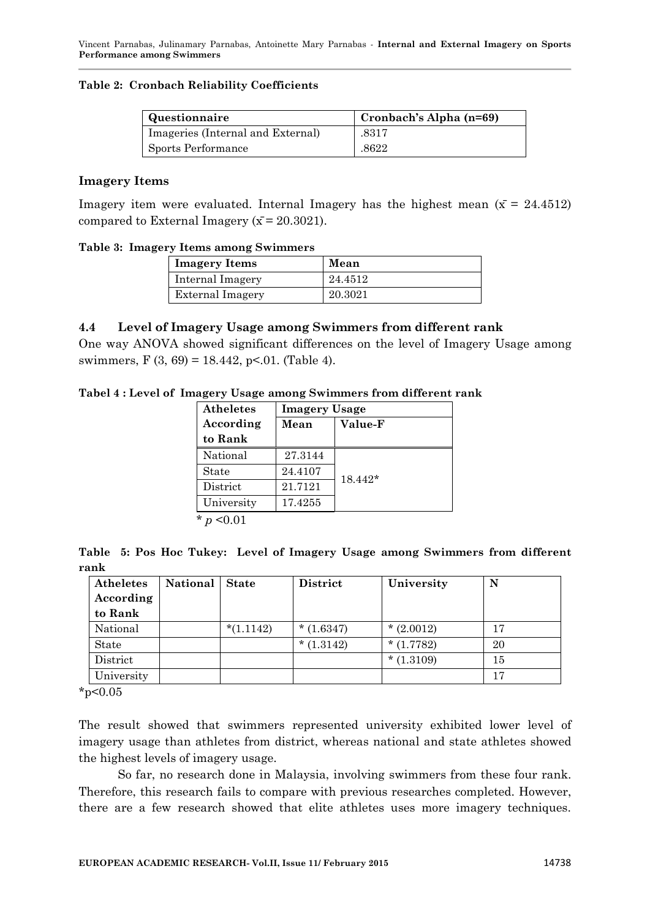**Table 2: Cronbach Reliability Coefficients**

| Questionnaire | Cronbach's Alpha (n=69) |
| --- | --- |
| Imageries (Internal and External) | .8317 |
| Sports Performance | .8622 |

### Imagery Items

Imagery item were evaluated. Internal Imagery has the highest mean ($\bar{x}$ = 24.4512) compared to External Imagery ($\bar{x}$ = 20.3021).

**Table 3: Imagery Items among Swimmers**

| Imagery Items | Mean |
| --- | --- |
| Internal Imagery | 24.4512 |
| External Imagery | 20.3021 |

### 4.4 Level of Imagery Usage among Swimmers from different rank

One way ANOVA showed significant differences on the level of Imagery Usage among swimmers, $F(3, 69) = 18.442$, $p<.01$. (Table 4).

**Tabel 4 : Level of Imagery Usage among Swimmers from different rank**

| Atheletes According to Rank | Imagery Usage | |
| --- | --- | --- |
| | Mean | Value-F |
| National | 27.3144 | 18.442* |
| State | 24.4107 | |
| District | 21.7121 | |
| University | 17.4255 | |

* $p$ <0.01

**Table 5: Pos Hoc Tukey: Level of Imagery Usage among Swimmers from different rank**

| Atheletes According to Rank | National | State | District | University | N |
| --- | --- | --- | --- | --- | --- |
| National | | *(1.1142) | * (1.6347) | * (2.0012) | 17 |
| State | | | * (1.3142) | * (1.7782) | 20 |
| District | | | | * (1.3109) | 15 |
| University | | | | | 17 |

*p<0.05

The result showed that swimmers represented university exhibited lower level of imagery usage than athletes from district, whereas national and state athletes showed the highest levels of imagery usage.

So far, no research done in Malaysia, involving swimmers from these four rank. Therefore, this research fails to compare with previous researches completed. However, there are a few research showed that elite athletes uses more imagery techniques.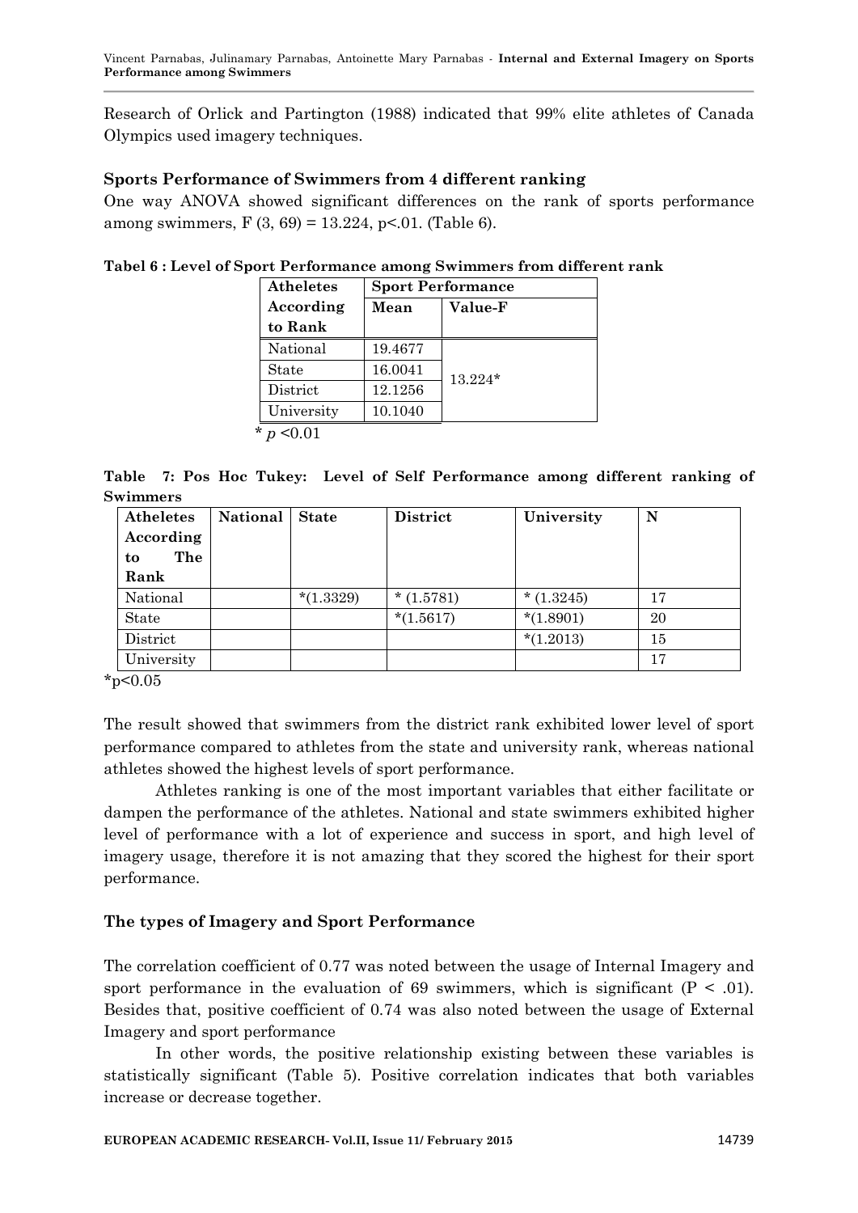Research of Orlick and Partington (1988) indicated that 99% elite athletes of Canada Olympics used imagery techniques.

### Sports Performance of Swimmers from 4 different ranking

One way ANOVA showed significant differences on the rank of sports performance among swimmers, $F(3, 69) = 13.224$, $p<.01$. (Table 6).

**Tabel 6 : Level of Sport Performance among Swimmers from different rank**

| Atheletes According to Rank | Sport Performance | |
|---|---|---|
| | Mean | Value-F |
| National | 19.4677 | 13.224* |
| State | 16.0041 | |
| District | 12.1256 | |
| University | 10.1040 | |

* $p < 0.01$

**Table 7: Pos Hoc Tukey: Level of Self Performance among different ranking of Swimmers**

| Atheletes According to The Rank | National | State | District | University | N |
|---|---|---|---|---|---|
| National | | *(1.3329) | * (1.5781) | * (1.3245) | 17 |
| State | | | *(1.5617) | *(1.8901) | 20 |
| District | | | | *(1.2013) | 15 |
| University | | | | | 17 |

*$p<0.05$

The result showed that swimmers from the district rank exhibited lower level of sport performance compared to athletes from the state and university rank, whereas national athletes showed the highest levels of sport performance.

Athletes ranking is one of the most important variables that either facilitate or dampen the performance of the athletes. National and state swimmers exhibited higher level of performance with a lot of experience and success in sport, and high level of imagery usage, therefore it is not amazing that they scored the highest for their sport performance.

### The types of Imagery and Sport Performance

The correlation coefficient of 0.77 was noted between the usage of Internal Imagery and sport performance in the evaluation of 69 swimmers, which is significant ($P < .01$). Besides that, positive coefficient of 0.74 was also noted between the usage of External Imagery and sport performance

In other words, the positive relationship existing between these variables is statistically significant (Table 5). Positive correlation indicates that both variables increase or decrease together.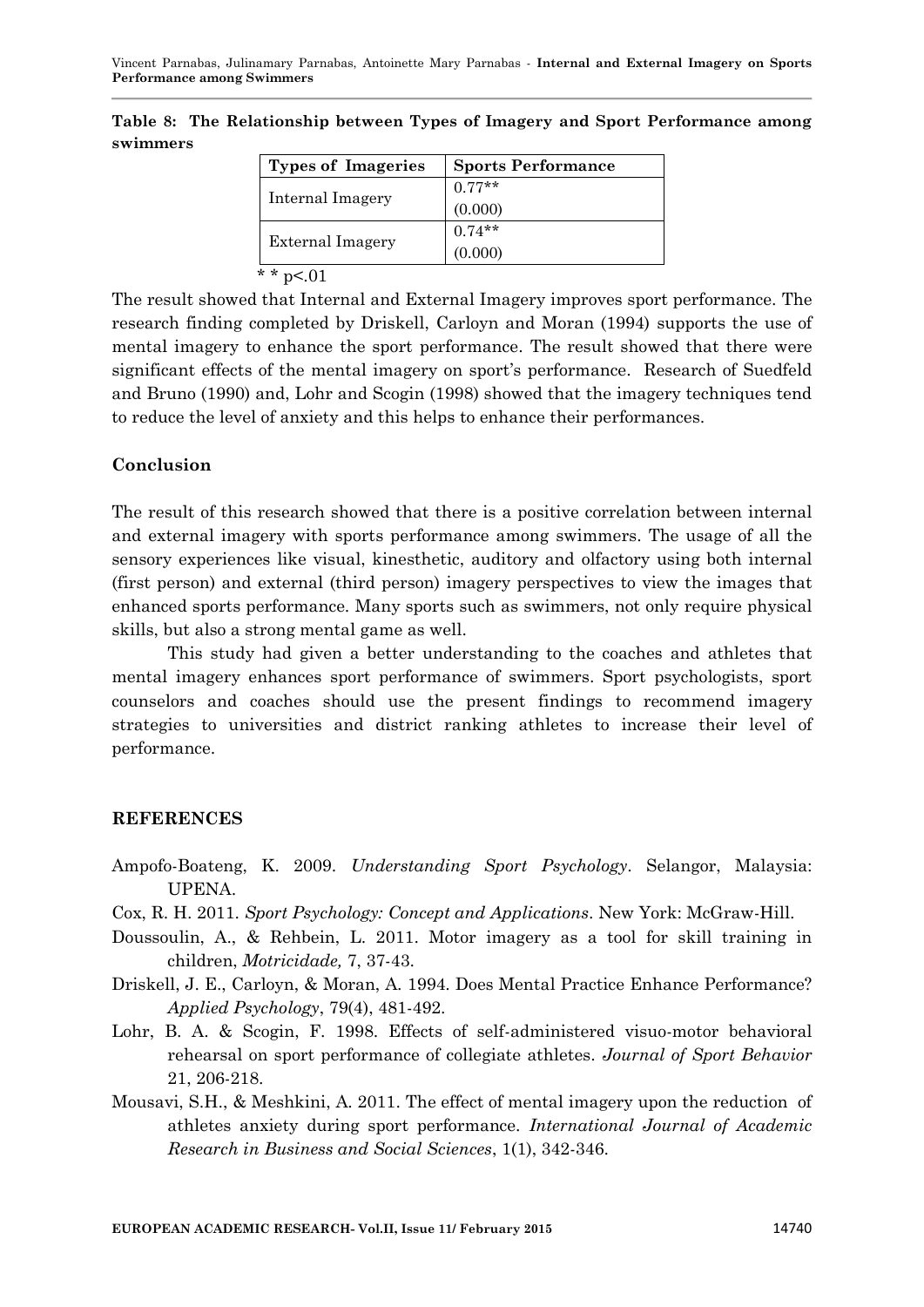**Table 8: The Relationship between Types of Imagery and Sport Performance among swimmers**

| Types of Imageries | Sports Performance |
|---|---|
| Internal Imagery | 0.77** (0.000) |
| External Imagery | 0.74** (0.000) |

* * p<.01

The result showed that Internal and External Imagery improves sport performance. The research finding completed by Driskell, Carloyn and Moran (1994) supports the use of mental imagery to enhance the sport performance. The result showed that there were significant effects of the mental imagery on sport's performance. Research of Suedfeld and Bruno (1990) and, Lohr and Scogin (1998) showed that the imagery techniques tend to reduce the level of anxiety and this helps to enhance their performances.

## Conclusion

The result of this research showed that there is a positive correlation between internal and external imagery with sports performance among swimmers. The usage of all the sensory experiences like visual, kinesthetic, auditory and olfactory using both internal (first person) and external (third person) imagery perspectives to view the images that enhanced sports performance. Many sports such as swimmers, not only require physical skills, but also a strong mental game as well.

This study had given a better understanding to the coaches and athletes that mental imagery enhances sport performance of swimmers. Sport psychologists, sport counselors and coaches should use the present findings to recommend imagery strategies to universities and district ranking athletes to increase their level of performance.

## REFERENCES

Ampofo-Boateng, K. 2009. *Understanding Sport Psychology*. Selangor, Malaysia: UPENA.

Cox, R. H. 2011. *Sport Psychology: Concept and Applications*. New York: McGraw-Hill.

Doussoulin, A., & Rehbein, L. 2011. Motor imagery as a tool for skill training in children, *Motricidade,* 7, 37-43.

Driskell, J. E., Carloyn, & Moran, A. 1994. Does Mental Practice Enhance Performance? *Applied Psychology*, 79(4), 481-492.

Lohr, B. A. & Scogin, F. 1998. Effects of self-administered visuo-motor behavioral rehearsal on sport performance of collegiate athletes. *Journal of Sport Behavior* 21, 206-218.

Mousavi, S.H., & Meshkini, A. 2011. The effect of mental imagery upon the reduction of athletes anxiety during sport performance. *International Journal of Academic Research in Business and Social Sciences*, 1(1), 342-346.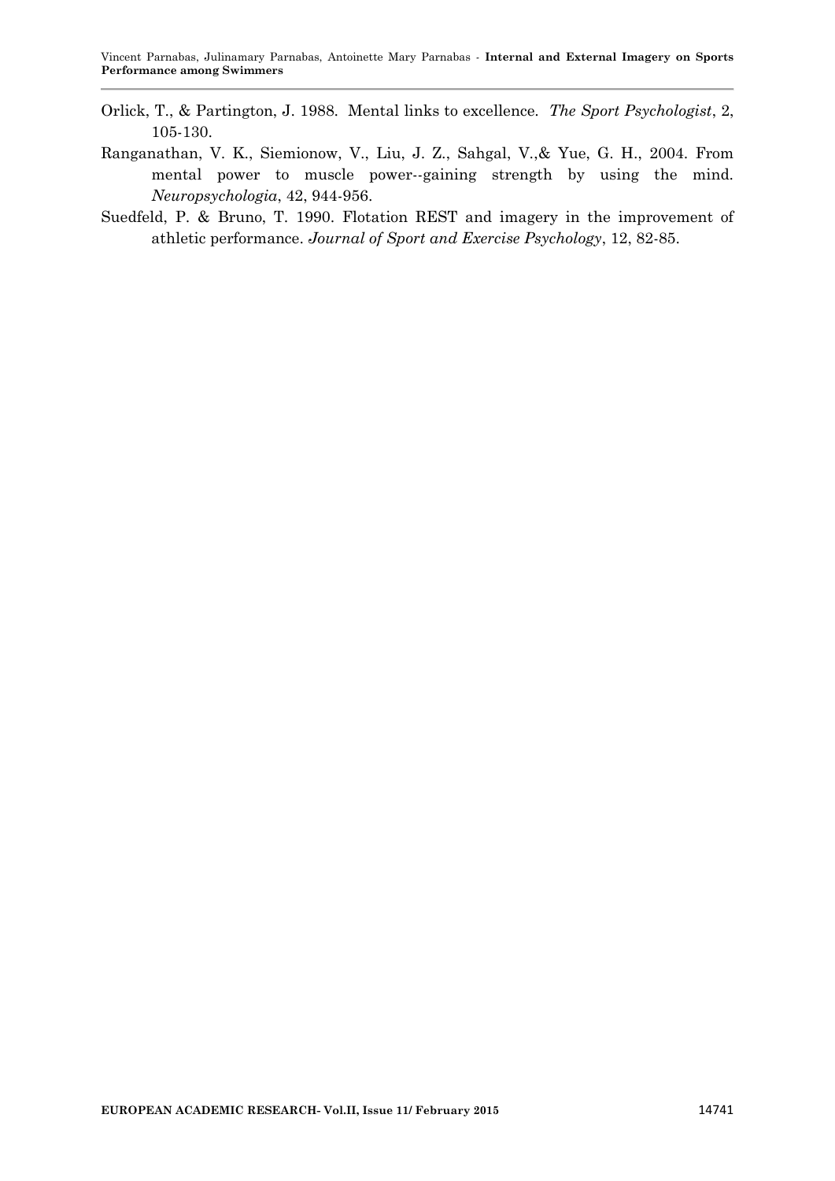Orlick, T., & Partington, J. 1988. Mental links to excellence. *The Sport Psychologist*, 2, 105-130.

Ranganathan, V. K., Siemionow, V., Liu, J. Z., Sahgal, V.,& Yue, G. H., 2004. From mental power to muscle power--gaining strength by using the mind. *Neuropsychologia*, 42, 944-956.

Suedfeld, P. & Bruno, T. 1990. Flotation REST and imagery in the improvement of athletic performance. *Journal of Sport and Exercise Psychology*, 12, 82-85.